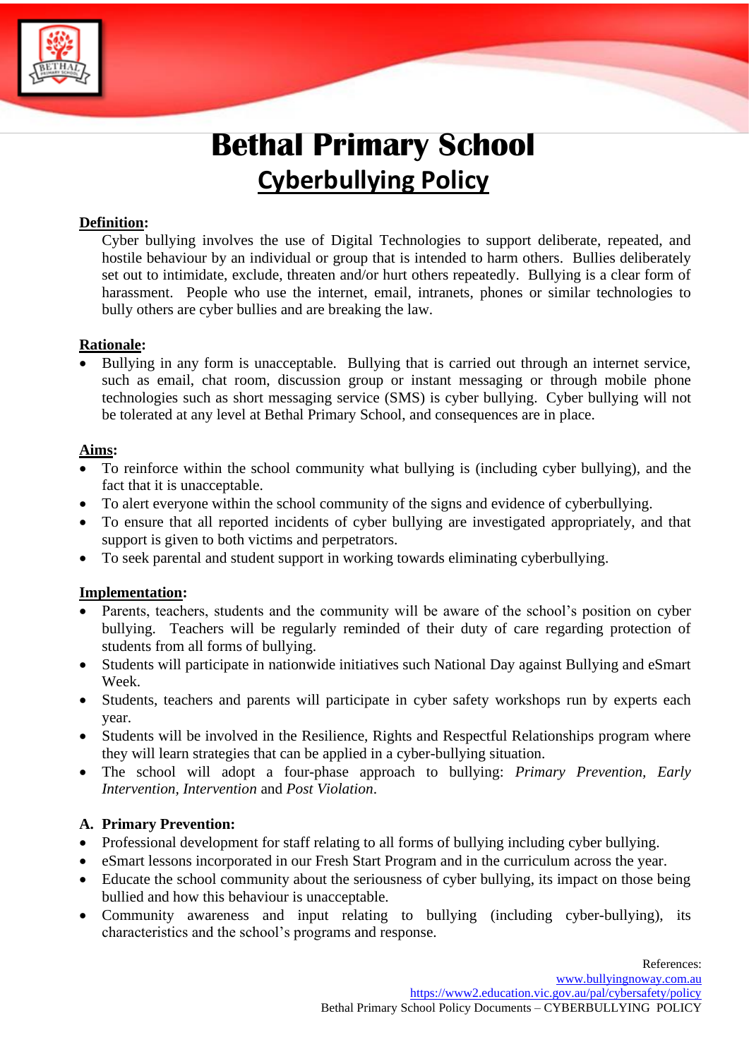# Bethal Primary School

## Cyberbullying Policy

**Definition:**

Cyber bullying involves the use of Digital Technologies to support deliberate, repeated, and hostile behaviour by an individual or group that is intended to harm others. Bullies deliberately set out to intimidate, exclude, threaten and/or hurt others repeatedly. Bullying is a clear form of harassment. People who use the internet, email, intranets, phones or similar technologies to bully others are cyber bullies and are breaking the law.

**Rationale:**

- Bullying in any form is unacceptable. Bullying that is carried out through an internet service, such as email, chat room, discussion group or instant messaging or through mobile phone technologies such as short messaging service (SMS) is cyber bullying. Cyber bullying will not be tolerated at any level at Bethal Primary School, and consequences are in place.

**Aims:**

- To reinforce within the school community what bullying is (including cyber bullying), and the fact that it is unacceptable.
- To alert everyone within the school community of the signs and evidence of cyberbullying.
- To ensure that all reported incidents of cyber bullying are investigated appropriately, and that support is given to both victims and perpetrators.
- To seek parental and student support in working towards eliminating cyberbullying.

**Implementation:**

- Parents, teachers, students and the community will be aware of the school's position on cyber bullying. Teachers will be regularly reminded of their duty of care regarding protection of students from all forms of bullying.
- Students will participate in nationwide initiatives such National Day against Bullying and eSmart Week.
- Students, teachers and parents will participate in cyber safety workshops run by experts each year.
- Students will be involved in the Resilience, Rights and Respectful Relationships program where they will learn strategies that can be applied in a cyber-bullying situation.
- The school will adopt a four-phase approach to bullying: *Primary Prevention, Early Intervention, Intervention* and *Post Violation*.

**A. Primary Prevention:**

- Professional development for staff relating to all forms of bullying including cyber bullying.
- eSmart lessons incorporated in our Fresh Start Program and in the curriculum across the year.
- Educate the school community about the seriousness of cyber bullying, its impact on those being bullied and how this behaviour is unacceptable.
- Community awareness and input relating to bullying (including cyber-bullying), its characteristics and the school's programs and response.

References:
www.bullyingnoway.com.au
https://www2.education.vic.gov.au/pal/cybersafety/policy
Bethal Primary School Policy Documents – CYBERBULLYING POLICY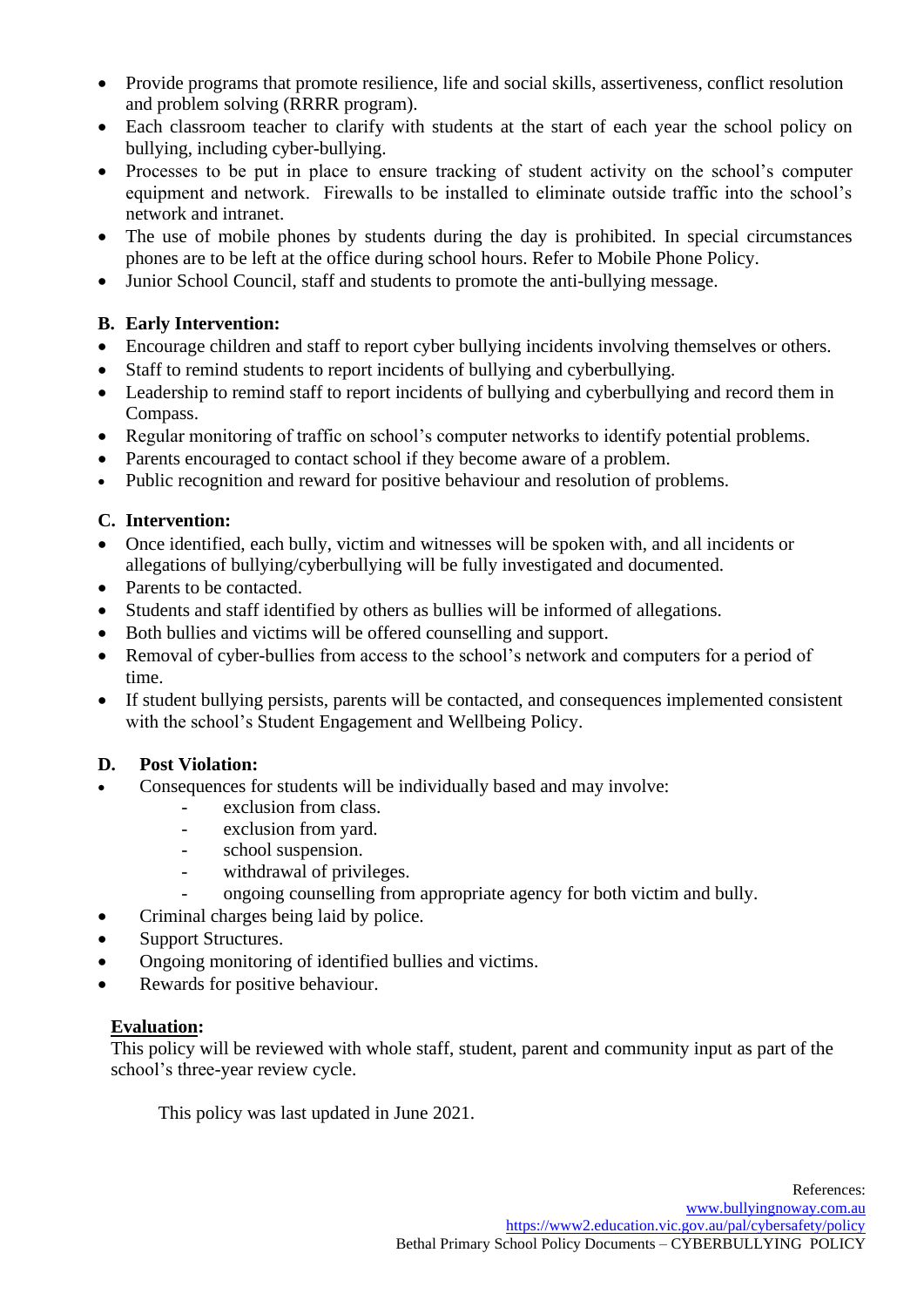- Provide programs that promote resilience, life and social skills, assertiveness, conflict resolution and problem solving (RRRR program).
- Each classroom teacher to clarify with students at the start of each year the school policy on bullying, including cyber-bullying.
- Processes to be put in place to ensure tracking of student activity on the school's computer equipment and network. Firewalls to be installed to eliminate outside traffic into the school's network and intranet.
- The use of mobile phones by students during the day is prohibited. In special circumstances phones are to be left at the office during school hours. Refer to Mobile Phone Policy.
- Junior School Council, staff and students to promote the anti-bullying message.

**B. Early Intervention:**

- Encourage children and staff to report cyber bullying incidents involving themselves or others.
- Staff to remind students to report incidents of bullying and cyberbullying.
- Leadership to remind staff to report incidents of bullying and cyberbullying and record them in Compass.
- Regular monitoring of traffic on school's computer networks to identify potential problems.
- Parents encouraged to contact school if they become aware of a problem.
- Public recognition and reward for positive behaviour and resolution of problems.

**C. Intervention:**

- Once identified, each bully, victim and witnesses will be spoken with, and all incidents or allegations of bullying/cyberbullying will be fully investigated and documented.
- Parents to be contacted.
- Students and staff identified by others as bullies will be informed of allegations.
- Both bullies and victims will be offered counselling and support.
- Removal of cyber-bullies from access to the school's network and computers for a period of time.
- If student bullying persists, parents will be contacted, and consequences implemented consistent with the school's Student Engagement and Wellbeing Policy.

**D. Post Violation:**

- Consequences for students will be individually based and may involve:
  - exclusion from class.
  - exclusion from yard.
  - school suspension.
  - withdrawal of privileges.
  - ongoing counselling from appropriate agency for both victim and bully.
- Criminal charges being laid by police.
- Support Structures.
- Ongoing monitoring of identified bullies and victims.
- Rewards for positive behaviour.

**Evaluation:**

This policy will be reviewed with whole staff, student, parent and community input as part of the school's three-year review cycle.

This policy was last updated in June 2021.

References:
www.bullyingnoway.com.au
https://www2.education.vic.gov.au/pal/cybersafety/policy
Bethal Primary School Policy Documents – CYBERBULLYING POLICY